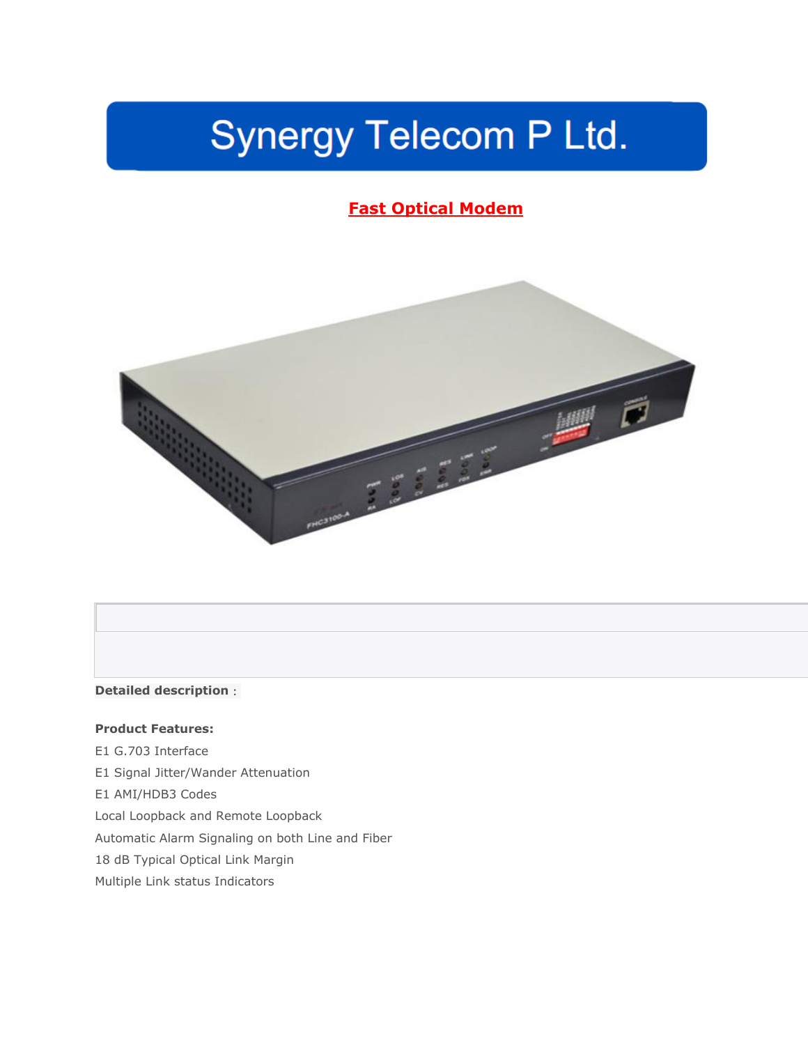# Synergy Telecom P Ltd.

## Fast Optical Modem

**Detailed description**：

**Product Features:**

E1 G.703 Interface

E1 Signal Jitter/Wander Attenuation

E1 AMI/HDB3 Codes

Local Loopback and Remote Loopback

Automatic Alarm Signaling on both Line and Fiber

18 dB Typical Optical Link Margin

Multiple Link status Indicators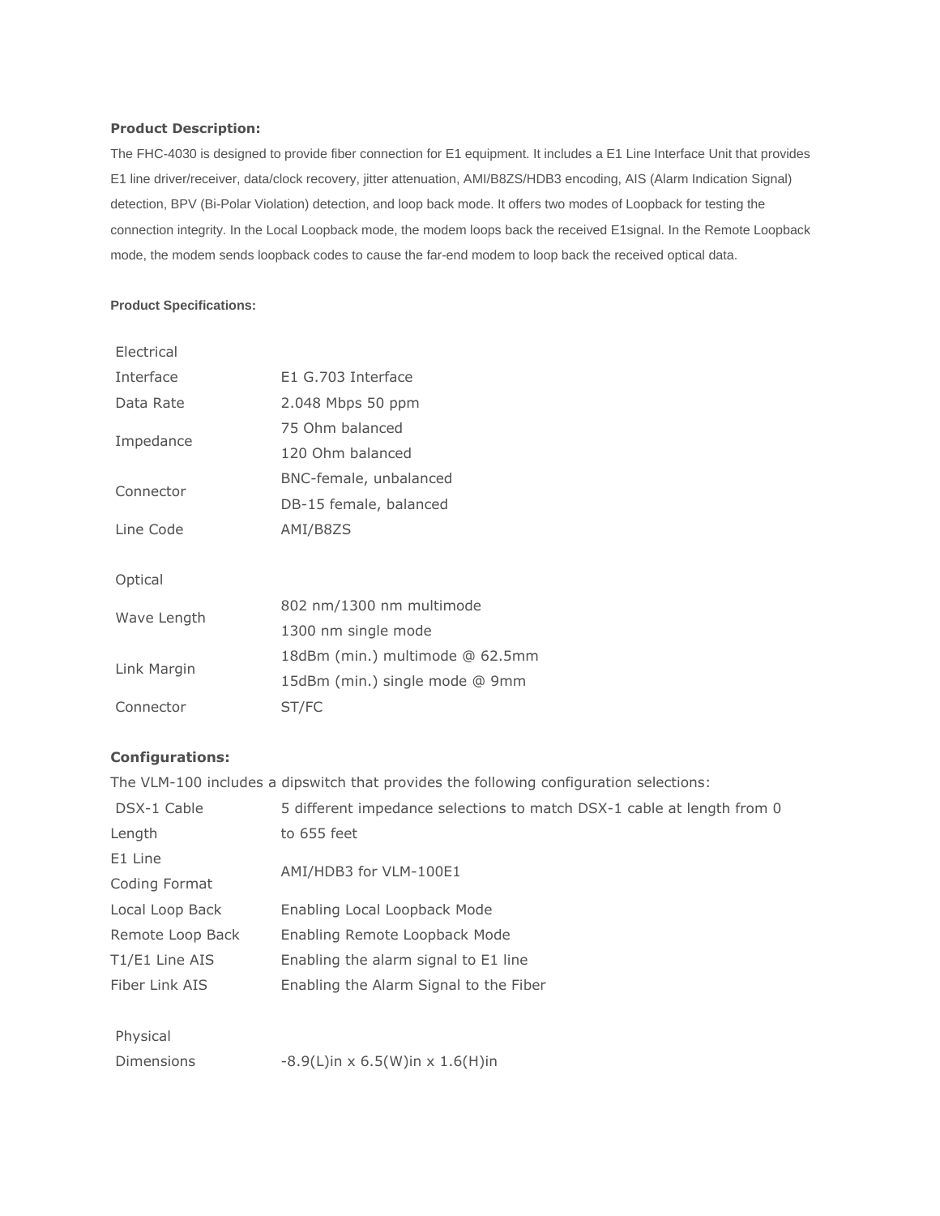**Product Description:**

The FHC-4030 is designed to provide fiber connection for E1 equipment. It includes a E1 Line Interface Unit that provides E1 line driver/receiver, data/clock recovery, jitter attenuation, AMI/B8ZS/HDB3 encoding, AIS (Alarm Indication Signal) detection, BPV (Bi-Polar Violation) detection, and loop back mode. It offers two modes of Loopback for testing the connection integrity. In the Local Loopback mode, the modem loops back the received E1signal. In the Remote Loopback mode, the modem sends loopback codes to cause the far-end modem to loop back the received optical data.

**Product Specifications:**

| Electrical | |
|---|---|
| Interface | E1 G.703 Interface |
| Data Rate | 2.048 Mbps 50 ppm |
| Impedance | 75 Ohm balanced<br>120 Ohm balanced |
| Connector | BNC-female, unbalanced<br>DB-15 female, balanced |
| Line Code | AMI/B8ZS |
| | |
| Optical | |
| Wave Length | 802 nm/1300 nm multimode<br>1300 nm single mode |
| Link Margin | 18dBm (min.) multimode @ 62.5mm<br>15dBm (min.) single mode @ 9mm |
| Connector | ST/FC |

**Configurations:**

The VLM-100 includes a dipswitch that provides the following configuration selections:

| | |
|---|---|
| DSX-1 Cable Length | 5 different impedance selections to match DSX-1 cable at length from 0 to 655 feet |
| E1 Line Coding Format | AMI/HDB3 for VLM-100E1 |
| Local Loop Back | Enabling Local Loopback Mode |
| Remote Loop Back | Enabling Remote Loopback Mode |
| T1/E1 Line AIS | Enabling the alarm signal to E1 line |
| Fiber Link AIS | Enabling the Alarm Signal to the Fiber |

| Physical | |
|---|---|
| Dimensions | -8.9(L)in x 6.5(W)in x 1.6(H)in |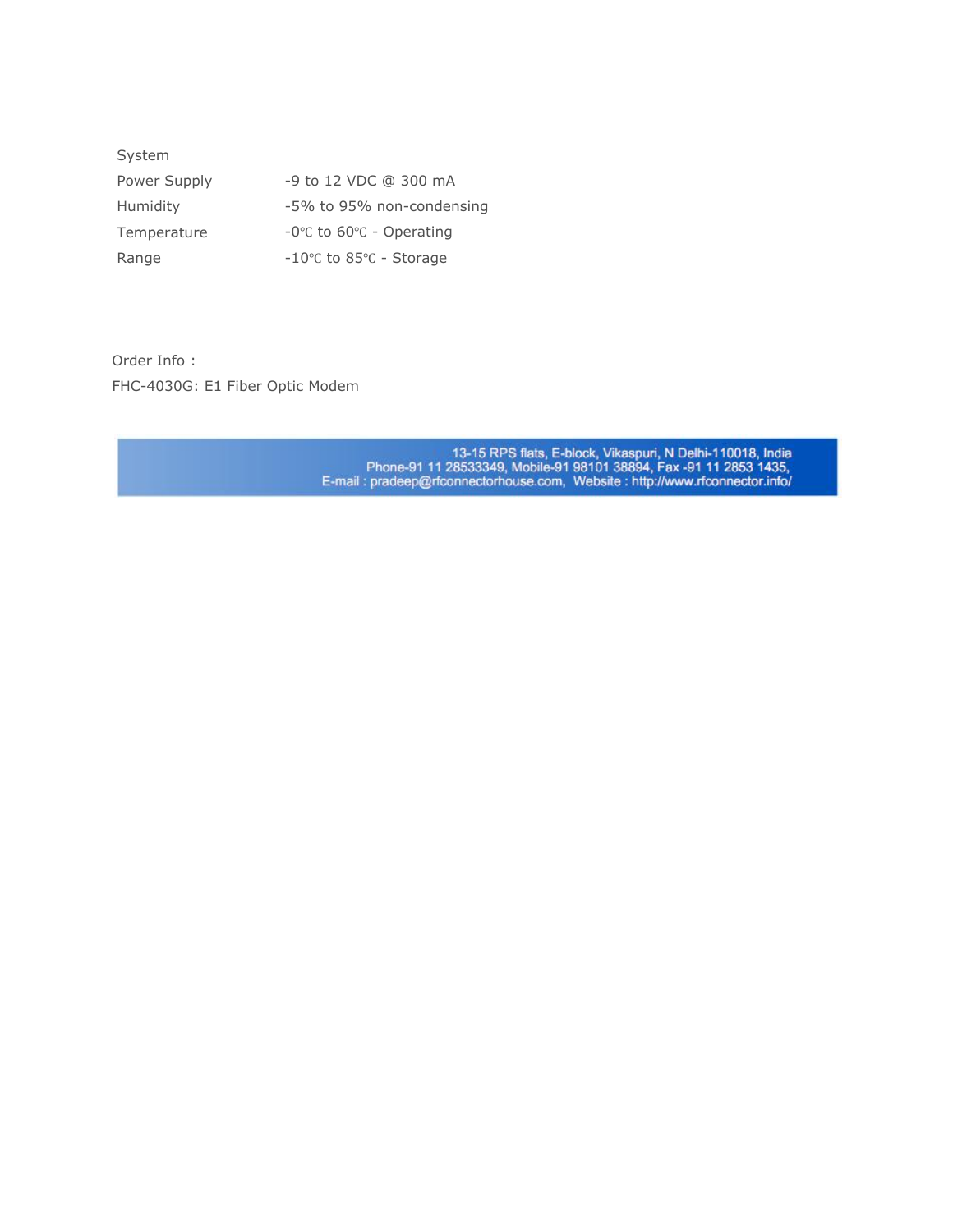| | |
|---|---|
| System | |
| Power Supply | -9 to 12 VDC @ 300 mA |
| Humidity | -5% to 95% non-condensing |
| Temperature | -0℃ to 60℃ - Operating |
| Range | -10℃ to 85℃ - Storage |

Order Info :

FHC-4030G: E1 Fiber Optic Modem

13-15 RPS flats, E-block, Vikaspuri, N Delhi-110018, India
Phone-91 11 28533349, Mobile-91 98101 38894, Fax -91 11 2853 1435,
E-mail : pradeep@rfconnectorhouse.com, Website : http://www.rfconnector.info/